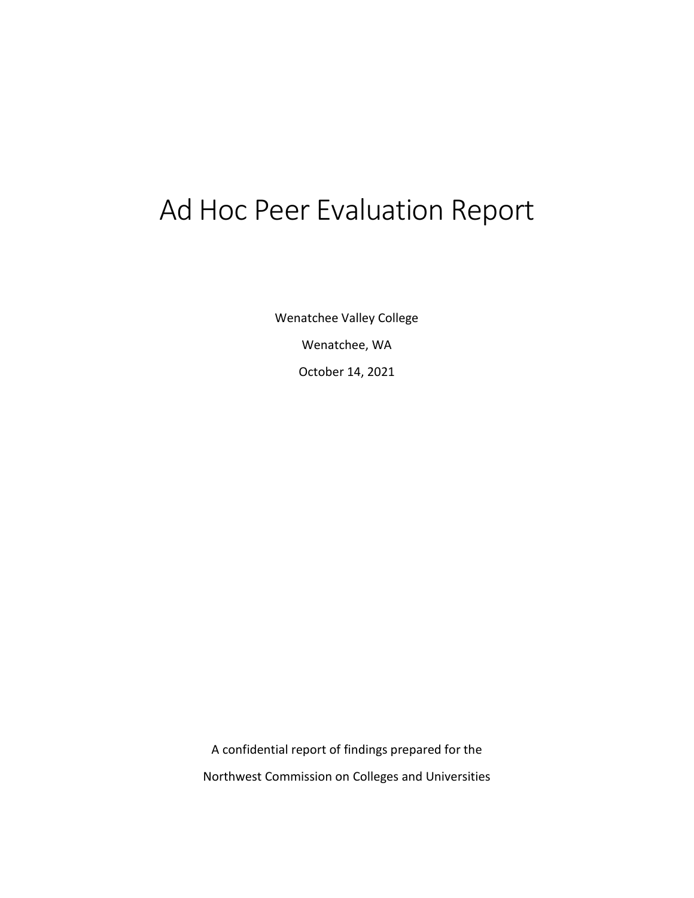# Ad Hoc Peer Evaluation Report

Wenatchee Valley College

Wenatchee, WA

October 14, 2021

A confidential report of findings prepared for the

Northwest Commission on Colleges and Universities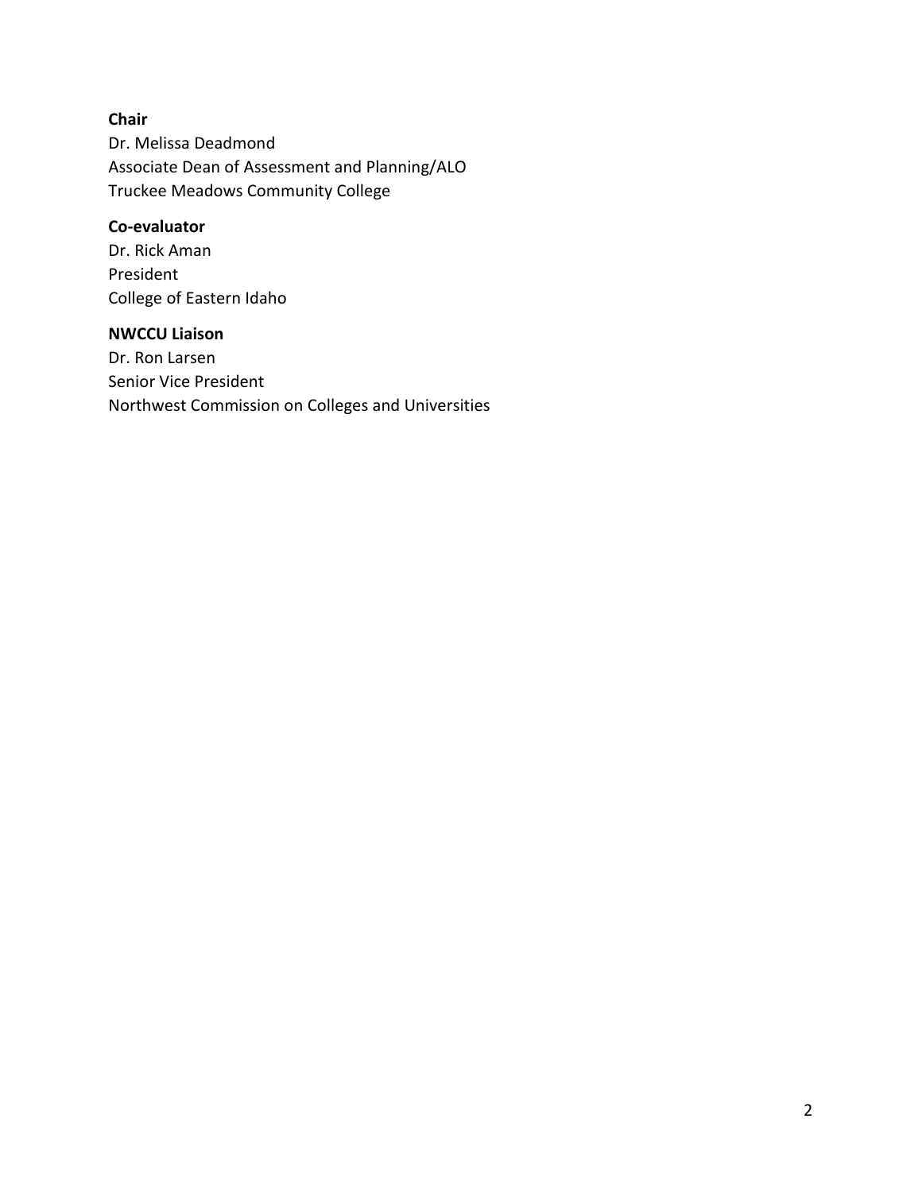**Chair**
Dr. Melissa Deadmond
Associate Dean of Assessment and Planning/ALO
Truckee Meadows Community College

**Co-evaluator**
Dr. Rick Aman
President
College of Eastern Idaho

**NWCCU Liaison**
Dr. Ron Larsen
Senior Vice President
Northwest Commission on Colleges and Universities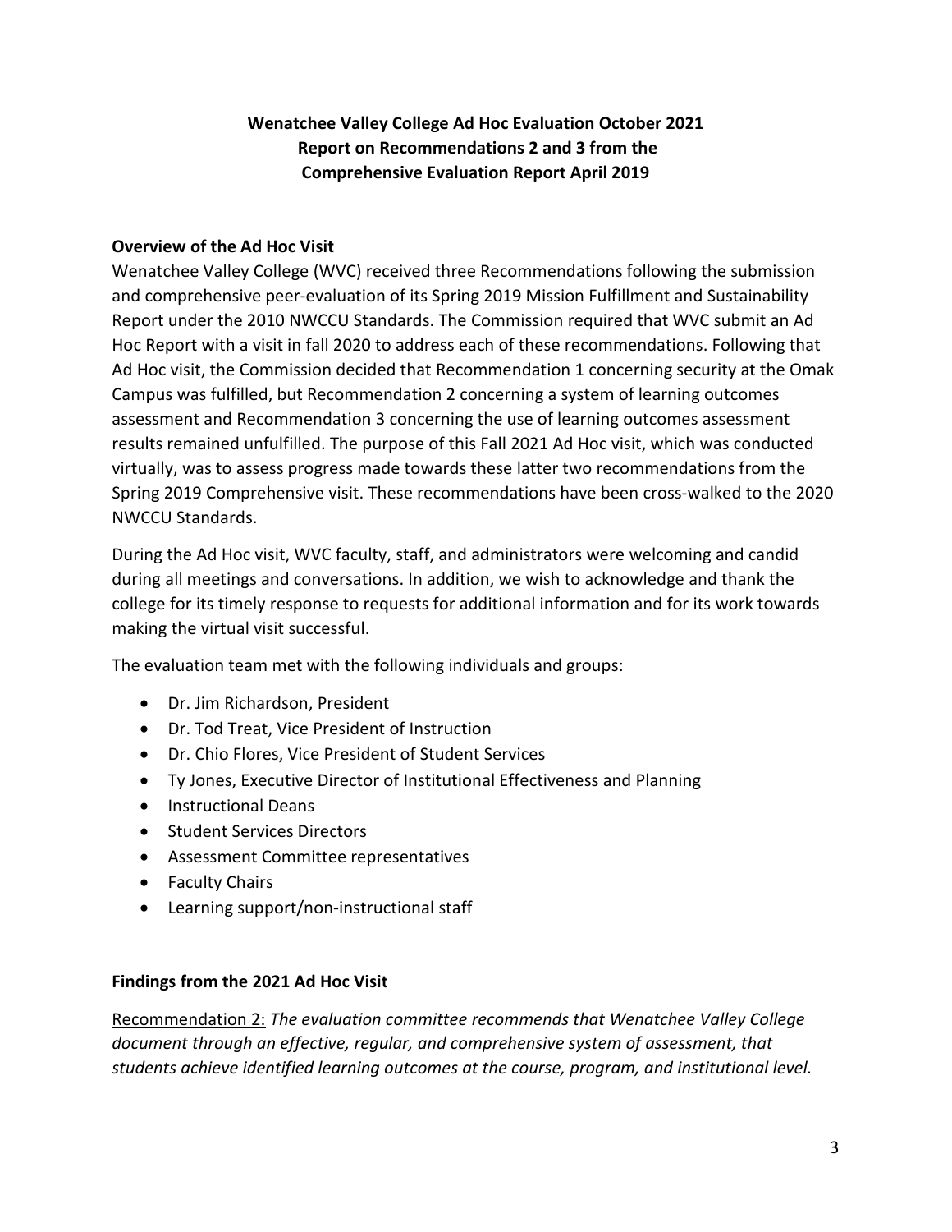**Wenatchee Valley College Ad Hoc Evaluation October 2021**
**Report on Recommendations 2 and 3 from the**
**Comprehensive Evaluation Report April 2019**

## Overview of the Ad Hoc Visit

Wenatchee Valley College (WVC) received three Recommendations following the submission and comprehensive peer-evaluation of its Spring 2019 Mission Fulfillment and Sustainability Report under the 2010 NWCCU Standards. The Commission required that WVC submit an Ad Hoc Report with a visit in fall 2020 to address each of these recommendations. Following that Ad Hoc visit, the Commission decided that Recommendation 1 concerning security at the Omak Campus was fulfilled, but Recommendation 2 concerning a system of learning outcomes assessment and Recommendation 3 concerning the use of learning outcomes assessment results remained unfulfilled. The purpose of this Fall 2021 Ad Hoc visit, which was conducted virtually, was to assess progress made towards these latter two recommendations from the Spring 2019 Comprehensive visit. These recommendations have been cross-walked to the 2020 NWCCU Standards.

During the Ad Hoc visit, WVC faculty, staff, and administrators were welcoming and candid during all meetings and conversations. In addition, we wish to acknowledge and thank the college for its timely response to requests for additional information and for its work towards making the virtual visit successful.

The evaluation team met with the following individuals and groups:

- Dr. Jim Richardson, President
- Dr. Tod Treat, Vice President of Instruction
- Dr. Chio Flores, Vice President of Student Services
- Ty Jones, Executive Director of Institutional Effectiveness and Planning
- Instructional Deans
- Student Services Directors
- Assessment Committee representatives
- Faculty Chairs
- Learning support/non-instructional staff

## Findings from the 2021 Ad Hoc Visit

Recommendation 2: *The evaluation committee recommends that Wenatchee Valley College document through an effective, regular, and comprehensive system of assessment, that students achieve identified learning outcomes at the course, program, and institutional level.*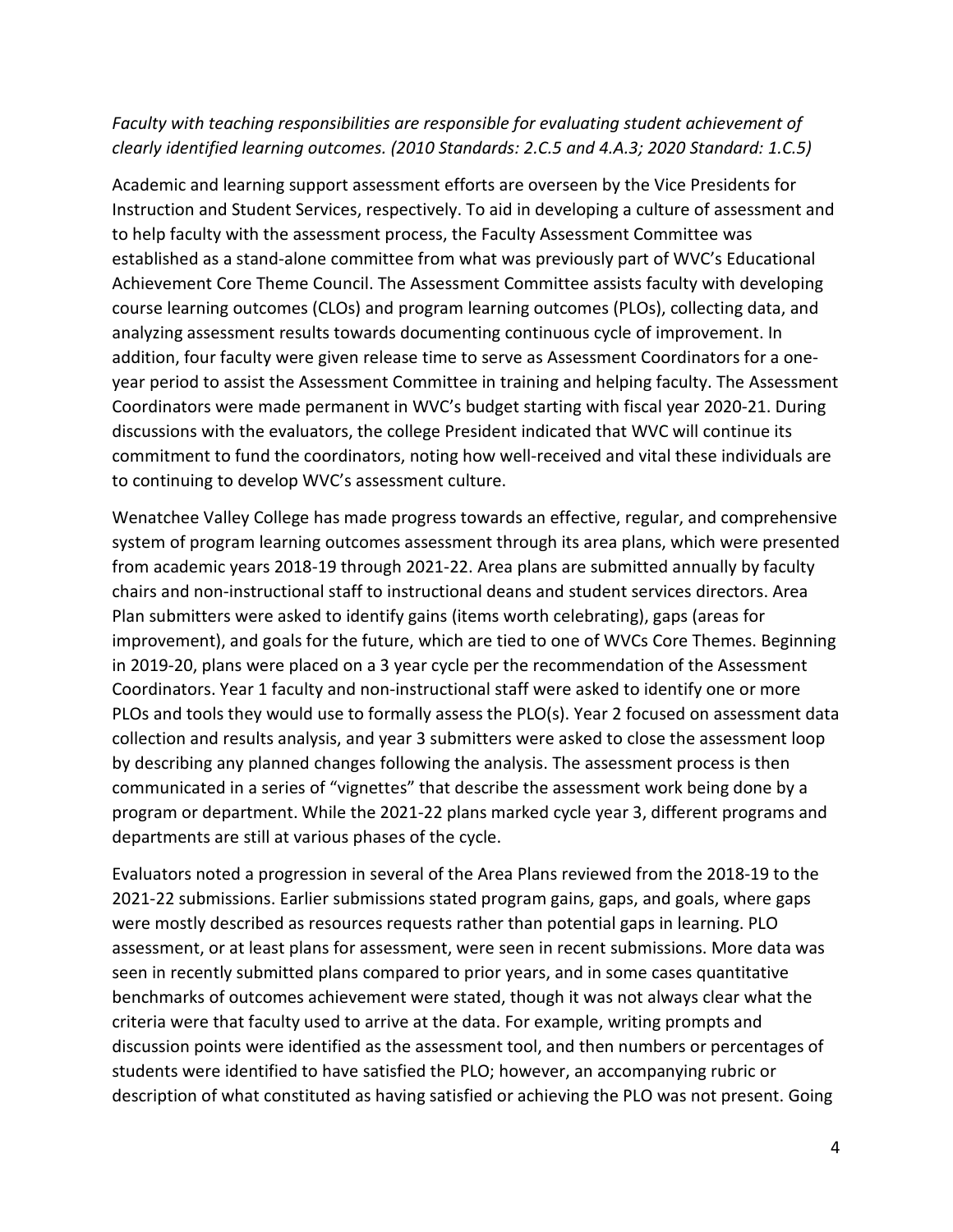*Faculty with teaching responsibilities are responsible for evaluating student achievement of clearly identified learning outcomes. (2010 Standards: 2.C.5 and 4.A.3; 2020 Standard: 1.C.5)*

Academic and learning support assessment efforts are overseen by the Vice Presidents for Instruction and Student Services, respectively. To aid in developing a culture of assessment and to help faculty with the assessment process, the Faculty Assessment Committee was established as a stand-alone committee from what was previously part of WVC's Educational Achievement Core Theme Council. The Assessment Committee assists faculty with developing course learning outcomes (CLOs) and program learning outcomes (PLOs), collecting data, and analyzing assessment results towards documenting continuous cycle of improvement. In addition, four faculty were given release time to serve as Assessment Coordinators for a one-year period to assist the Assessment Committee in training and helping faculty. The Assessment Coordinators were made permanent in WVC's budget starting with fiscal year 2020-21. During discussions with the evaluators, the college President indicated that WVC will continue its commitment to fund the coordinators, noting how well-received and vital these individuals are to continuing to develop WVC's assessment culture.

Wenatchee Valley College has made progress towards an effective, regular, and comprehensive system of program learning outcomes assessment through its area plans, which were presented from academic years 2018-19 through 2021-22. Area plans are submitted annually by faculty chairs and non-instructional staff to instructional deans and student services directors. Area Plan submitters were asked to identify gains (items worth celebrating), gaps (areas for improvement), and goals for the future, which are tied to one of WVCs Core Themes. Beginning in 2019-20, plans were placed on a 3 year cycle per the recommendation of the Assessment Coordinators. Year 1 faculty and non-instructional staff were asked to identify one or more PLOs and tools they would use to formally assess the PLO(s). Year 2 focused on assessment data collection and results analysis, and year 3 submitters were asked to close the assessment loop by describing any planned changes following the analysis. The assessment process is then communicated in a series of "vignettes" that describe the assessment work being done by a program or department. While the 2021-22 plans marked cycle year 3, different programs and departments are still at various phases of the cycle.

Evaluators noted a progression in several of the Area Plans reviewed from the 2018-19 to the 2021-22 submissions. Earlier submissions stated program gains, gaps, and goals, where gaps were mostly described as resources requests rather than potential gaps in learning. PLO assessment, or at least plans for assessment, were seen in recent submissions. More data was seen in recently submitted plans compared to prior years, and in some cases quantitative benchmarks of outcomes achievement were stated, though it was not always clear what the criteria were that faculty used to arrive at the data. For example, writing prompts and discussion points were identified as the assessment tool, and then numbers or percentages of students were identified to have satisfied the PLO; however, an accompanying rubric or description of what constituted as having satisfied or achieving the PLO was not present. Going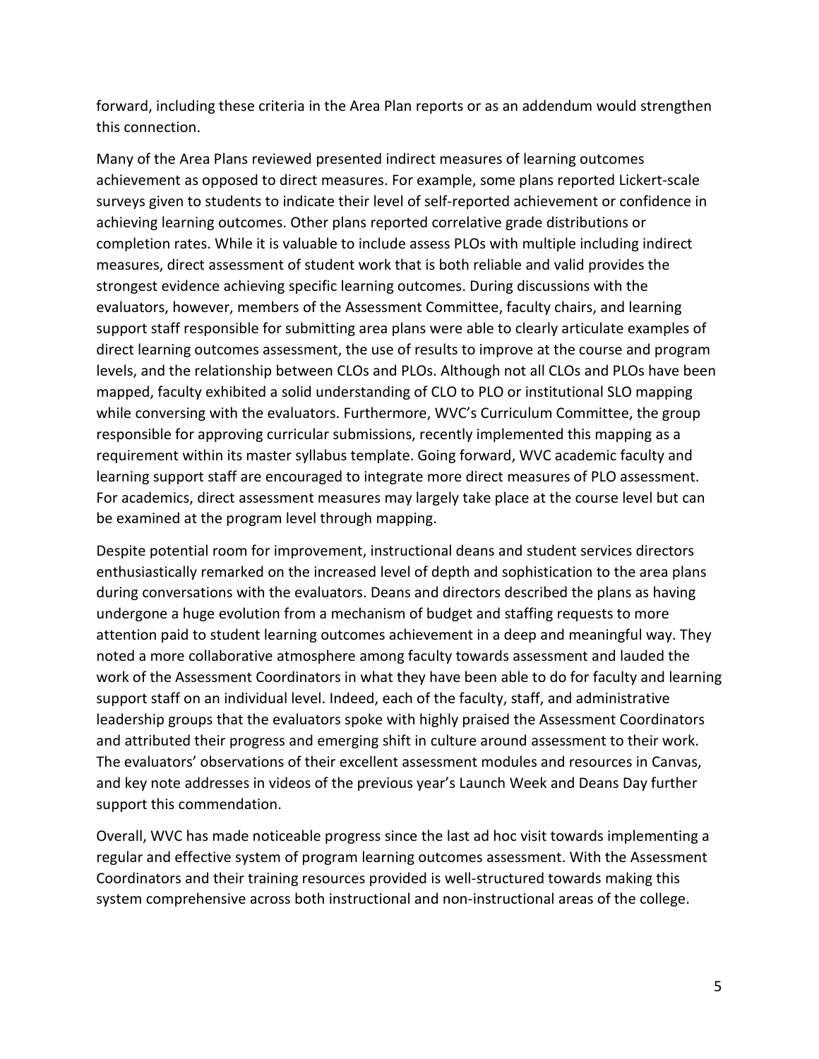forward, including these criteria in the Area Plan reports or as an addendum would strengthen this connection.

Many of the Area Plans reviewed presented indirect measures of learning outcomes achievement as opposed to direct measures. For example, some plans reported Lickert-scale surveys given to students to indicate their level of self-reported achievement or confidence in achieving learning outcomes. Other plans reported correlative grade distributions or completion rates. While it is valuable to include assess PLOs with multiple including indirect measures, direct assessment of student work that is both reliable and valid provides the strongest evidence achieving specific learning outcomes. During discussions with the evaluators, however, members of the Assessment Committee, faculty chairs, and learning support staff responsible for submitting area plans were able to clearly articulate examples of direct learning outcomes assessment, the use of results to improve at the course and program levels, and the relationship between CLOs and PLOs. Although not all CLOs and PLOs have been mapped, faculty exhibited a solid understanding of CLO to PLO or institutional SLO mapping while conversing with the evaluators. Furthermore, WVC's Curriculum Committee, the group responsible for approving curricular submissions, recently implemented this mapping as a requirement within its master syllabus template. Going forward, WVC academic faculty and learning support staff are encouraged to integrate more direct measures of PLO assessment. For academics, direct assessment measures may largely take place at the course level but can be examined at the program level through mapping.

Despite potential room for improvement, instructional deans and student services directors enthusiastically remarked on the increased level of depth and sophistication to the area plans during conversations with the evaluators. Deans and directors described the plans as having undergone a huge evolution from a mechanism of budget and staffing requests to more attention paid to student learning outcomes achievement in a deep and meaningful way. They noted a more collaborative atmosphere among faculty towards assessment and lauded the work of the Assessment Coordinators in what they have been able to do for faculty and learning support staff on an individual level. Indeed, each of the faculty, staff, and administrative leadership groups that the evaluators spoke with highly praised the Assessment Coordinators and attributed their progress and emerging shift in culture around assessment to their work. The evaluators' observations of their excellent assessment modules and resources in Canvas, and key note addresses in videos of the previous year's Launch Week and Deans Day further support this commendation.

Overall, WVC has made noticeable progress since the last ad hoc visit towards implementing a regular and effective system of program learning outcomes assessment. With the Assessment Coordinators and their training resources provided is well-structured towards making this system comprehensive across both instructional and non-instructional areas of the college.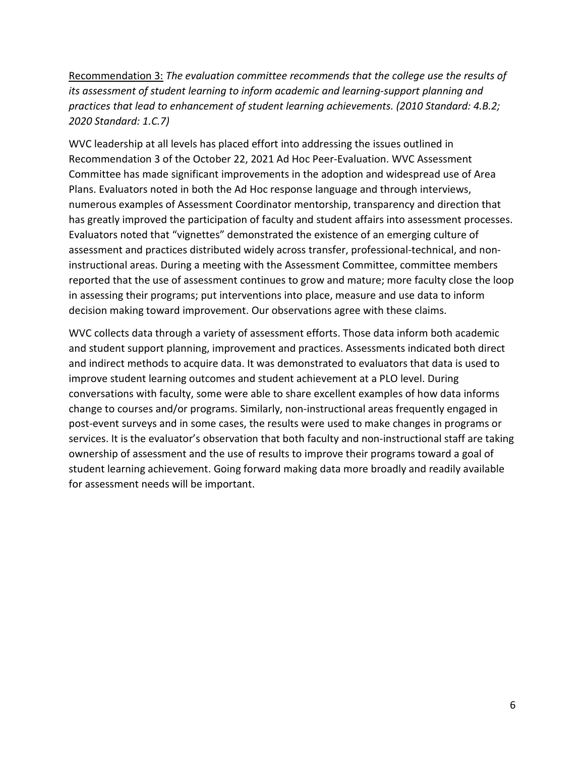<u>Recommendation 3:</u> *The evaluation committee recommends that the college use the results of its assessment of student learning to inform academic and learning-support planning and practices that lead to enhancement of student learning achievements. (2010 Standard: 4.B.2; 2020 Standard: 1.C.7)*

WVC leadership at all levels has placed effort into addressing the issues outlined in Recommendation 3 of the October 22, 2021 Ad Hoc Peer-Evaluation. WVC Assessment Committee has made significant improvements in the adoption and widespread use of Area Plans. Evaluators noted in both the Ad Hoc response language and through interviews, numerous examples of Assessment Coordinator mentorship, transparency and direction that has greatly improved the participation of faculty and student affairs into assessment processes. Evaluators noted that "vignettes" demonstrated the existence of an emerging culture of assessment and practices distributed widely across transfer, professional-technical, and non-instructional areas. During a meeting with the Assessment Committee, committee members reported that the use of assessment continues to grow and mature; more faculty close the loop in assessing their programs; put interventions into place, measure and use data to inform decision making toward improvement. Our observations agree with these claims.

WVC collects data through a variety of assessment efforts. Those data inform both academic and student support planning, improvement and practices. Assessments indicated both direct and indirect methods to acquire data. It was demonstrated to evaluators that data is used to improve student learning outcomes and student achievement at a PLO level. During conversations with faculty, some were able to share excellent examples of how data informs change to courses and/or programs. Similarly, non-instructional areas frequently engaged in post-event surveys and in some cases, the results were used to make changes in programs or services. It is the evaluator's observation that both faculty and non-instructional staff are taking ownership of assessment and the use of results to improve their programs toward a goal of student learning achievement. Going forward making data more broadly and readily available for assessment needs will be important.